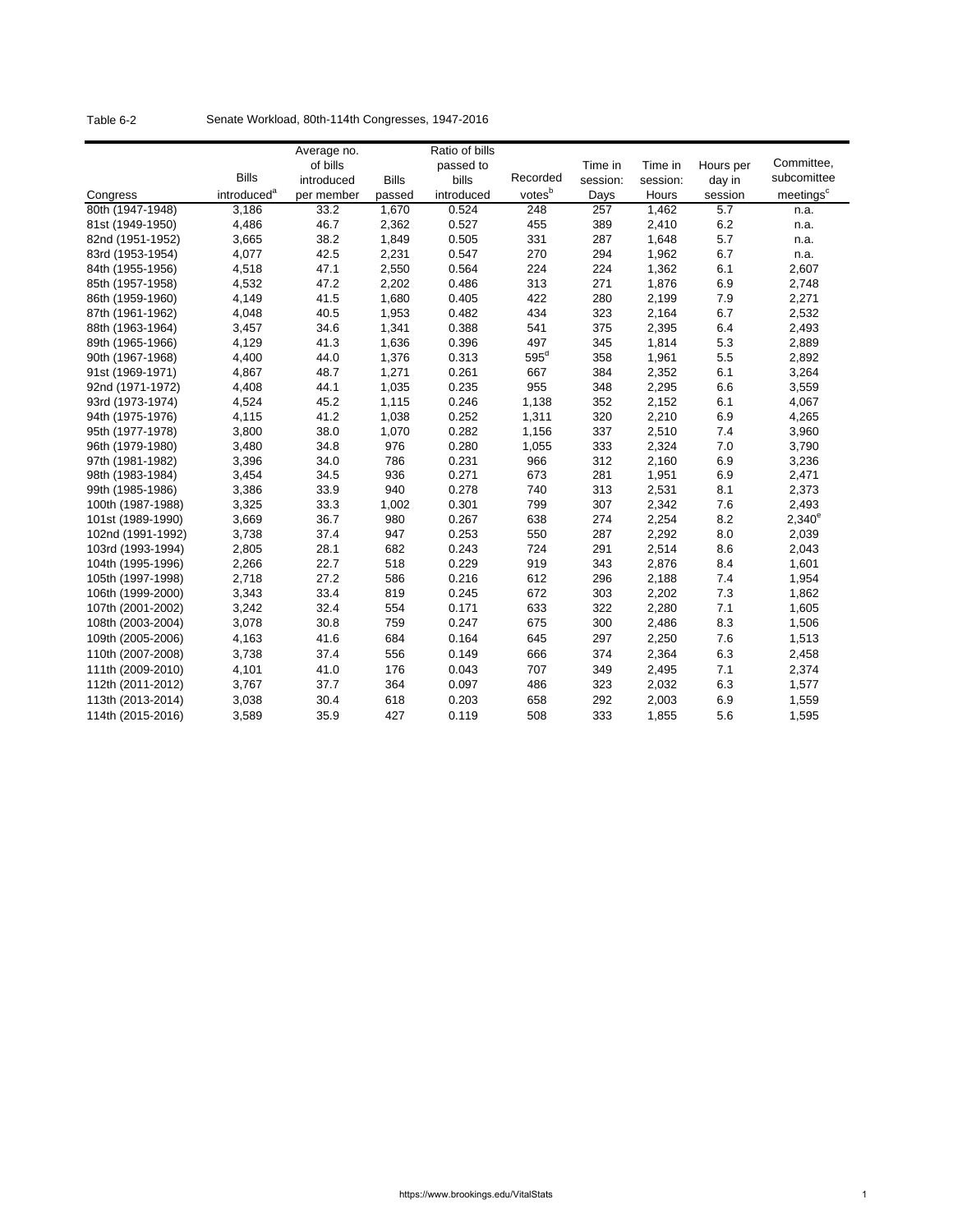Table 6-2 Senate Workload, 80th-114th Congresses, 1947-2016

| Congress | Bills introduced[a] | Average no. of bills introduced per member | Bills passed | Ratio of bills passed to bills introduced | Recorded votes[b] | Time in session: Days | Time in session: Hours | Hours per day in session | Committee, subcommittee meetings[c] |
|---|---|---|---|---|---|---|---|---|---|
| 80th (1947-1948) | 3,186 | 33.2 | 1,670 | 0.524 | 248 | 257 | 1,462 | 5.7 | n.a. |
| 81st (1949-1950) | 4,486 | 46.7 | 2,362 | 0.527 | 455 | 389 | 2,410 | 6.2 | n.a. |
| 82nd (1951-1952) | 3,665 | 38.2 | 1,849 | 0.505 | 331 | 287 | 1,648 | 5.7 | n.a. |
| 83rd (1953-1954) | 4,077 | 42.5 | 2,231 | 0.547 | 270 | 294 | 1,962 | 6.7 | n.a. |
| 84th (1955-1956) | 4,518 | 47.1 | 2,550 | 0.564 | 224 | 224 | 1,362 | 6.1 | 2,607 |
| 85th (1957-1958) | 4,532 | 47.2 | 2,202 | 0.486 | 313 | 271 | 1,876 | 6.9 | 2,748 |
| 86th (1959-1960) | 4,149 | 41.5 | 1,680 | 0.405 | 422 | 280 | 2,199 | 7.9 | 2,271 |
| 87th (1961-1962) | 4,048 | 40.5 | 1,953 | 0.482 | 434 | 323 | 2,164 | 6.7 | 2,532 |
| 88th (1963-1964) | 3,457 | 34.6 | 1,341 | 0.388 | 541 | 375 | 2,395 | 6.4 | 2,493 |
| 89th (1965-1966) | 4,129 | 41.3 | 1,636 | 0.396 | 497 | 345 | 1,814 | 5.3 | 2,889 |
| 90th (1967-1968) | 4,400 | 44.0 | 1,376 | 0.313 | 595[d] | 358 | 1,961 | 5.5 | 2,892 |
| 91st (1969-1971) | 4,867 | 48.7 | 1,271 | 0.261 | 667 | 384 | 2,352 | 6.1 | 3,264 |
| 92nd (1971-1972) | 4,408 | 44.1 | 1,035 | 0.235 | 955 | 348 | 2,295 | 6.6 | 3,559 |
| 93rd (1973-1974) | 4,524 | 45.2 | 1,115 | 0.246 | 1,138 | 352 | 2,152 | 6.1 | 4,067 |
| 94th (1975-1976) | 4,115 | 41.2 | 1,038 | 0.252 | 1,311 | 320 | 2,210 | 6.9 | 4,265 |
| 95th (1977-1978) | 3,800 | 38.0 | 1,070 | 0.282 | 1,156 | 337 | 2,510 | 7.4 | 3,960 |
| 96th (1979-1980) | 3,480 | 34.8 | 976 | 0.280 | 1,055 | 333 | 2,324 | 7.0 | 3,790 |
| 97th (1981-1982) | 3,396 | 34.0 | 786 | 0.231 | 966 | 312 | 2,160 | 6.9 | 3,236 |
| 98th (1983-1984) | 3,454 | 34.5 | 936 | 0.271 | 673 | 281 | 1,951 | 6.9 | 2,471 |
| 99th (1985-1986) | 3,386 | 33.9 | 940 | 0.278 | 740 | 313 | 2,531 | 8.1 | 2,373 |
| 100th (1987-1988) | 3,325 | 33.3 | 1,002 | 0.301 | 799 | 307 | 2,342 | 7.6 | 2,493 |
| 101st (1989-1990) | 3,669 | 36.7 | 980 | 0.267 | 638 | 274 | 2,254 | 8.2 | 2,340[e] |
| 102nd (1991-1992) | 3,738 | 37.4 | 947 | 0.253 | 550 | 287 | 2,292 | 8.0 | 2,039 |
| 103rd (1993-1994) | 2,805 | 28.1 | 682 | 0.243 | 724 | 291 | 2,514 | 8.6 | 2,043 |
| 104th (1995-1996) | 2,266 | 22.7 | 518 | 0.229 | 919 | 343 | 2,876 | 8.4 | 1,601 |
| 105th (1997-1998) | 2,718 | 27.2 | 586 | 0.216 | 612 | 296 | 2,188 | 7.4 | 1,954 |
| 106th (1999-2000) | 3,343 | 33.4 | 819 | 0.245 | 672 | 303 | 2,202 | 7.3 | 1,862 |
| 107th (2001-2002) | 3,242 | 32.4 | 554 | 0.171 | 633 | 322 | 2,280 | 7.1 | 1,605 |
| 108th (2003-2004) | 3,078 | 30.8 | 759 | 0.247 | 675 | 300 | 2,486 | 8.3 | 1,506 |
| 109th (2005-2006) | 4,163 | 41.6 | 684 | 0.164 | 645 | 297 | 2,250 | 7.6 | 1,513 |
| 110th (2007-2008) | 3,738 | 37.4 | 556 | 0.149 | 666 | 374 | 2,364 | 6.3 | 2,458 |
| 111th (2009-2010) | 4,101 | 41.0 | 176 | 0.043 | 707 | 349 | 2,495 | 7.1 | 2,374 |
| 112th (2011-2012) | 3,767 | 37.7 | 364 | 0.097 | 486 | 323 | 2,032 | 6.3 | 1,577 |
| 113th (2013-2014) | 3,038 | 30.4 | 618 | 0.203 | 658 | 292 | 2,003 | 6.9 | 1,559 |
| 114th (2015-2016) | 3,589 | 35.9 | 427 | 0.119 | 508 | 333 | 1,855 | 5.6 | 1,595 |

https://www.brookings.edu/VitalStats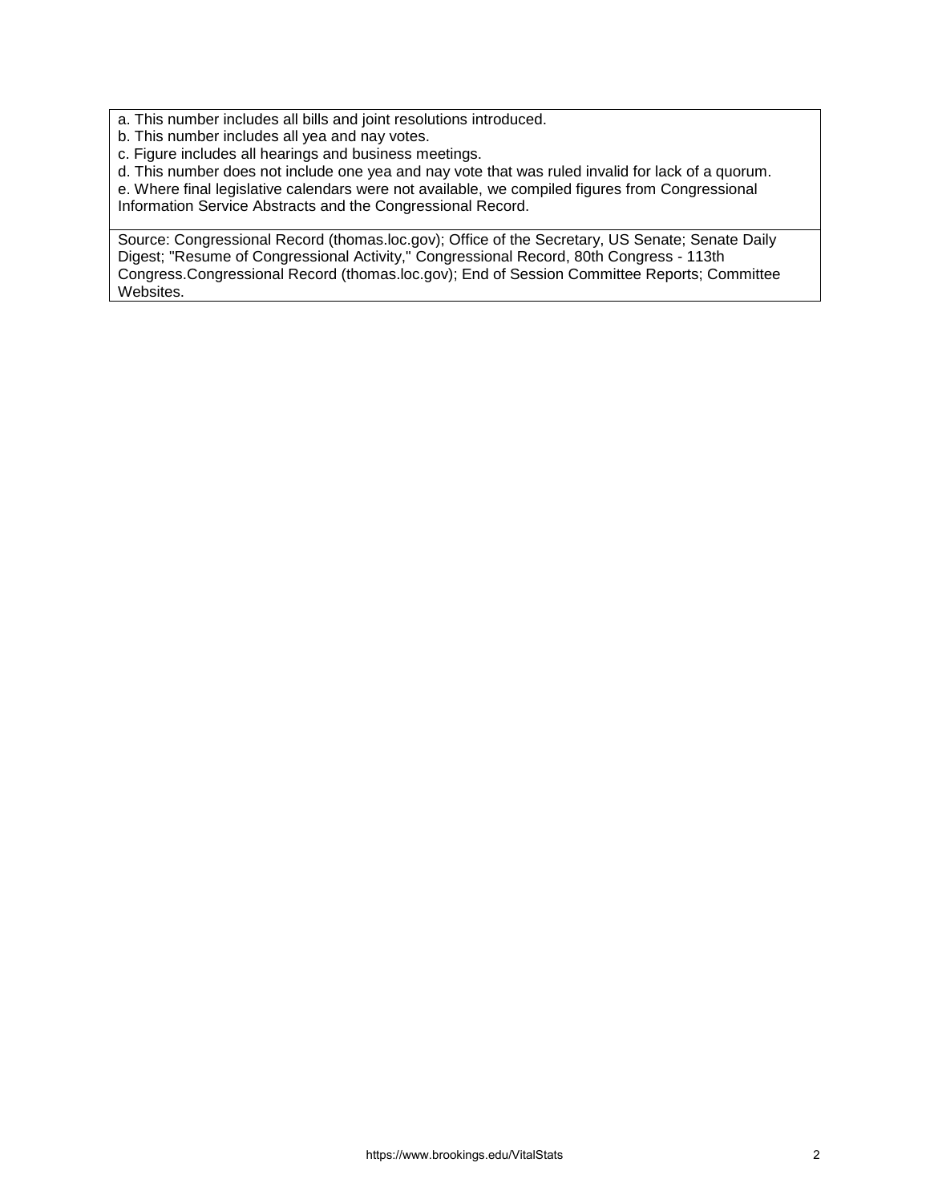a. This number includes all bills and joint resolutions introduced.
b. This number includes all yea and nay votes.
c. Figure includes all hearings and business meetings.
d. This number does not include one yea and nay vote that was ruled invalid for lack of a quorum.
e. Where final legislative calendars were not available, we compiled figures from Congressional Information Service Abstracts and the Congressional Record.

Source: Congressional Record (thomas.loc.gov); Office of the Secretary, US Senate; Senate Daily Digest; "Resume of Congressional Activity," Congressional Record, 80th Congress - 113th Congress.Congressional Record (thomas.loc.gov); End of Session Committee Reports; Committee Websites.